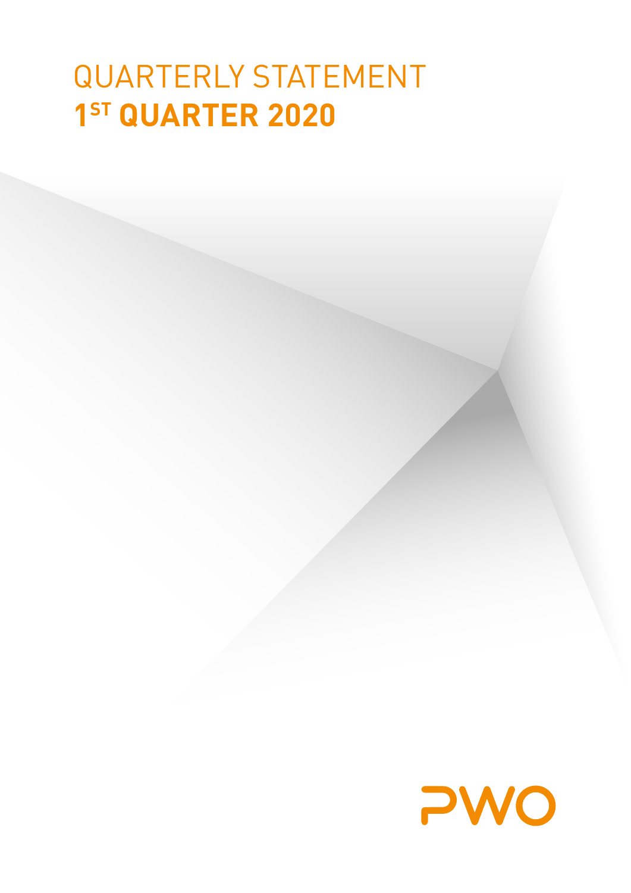# QUARTERLY STATEMENT
# 1ST QUARTER 2020

PWO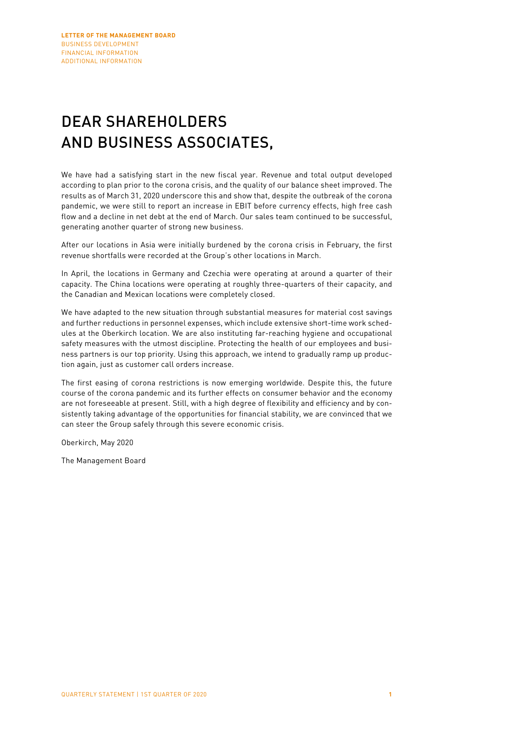# DEAR SHAREHOLDERS AND BUSINESS ASSOCIATES,

We have had a satisfying start in the new fiscal year. Revenue and total output developed according to plan prior to the corona crisis, and the quality of our balance sheet improved. The results as of March 31, 2020 underscore this and show that, despite the outbreak of the corona pandemic, we were still to report an increase in EBIT before currency effects, high free cash flow and a decline in net debt at the end of March. Our sales team continued to be successful, generating another quarter of strong new business.

After our locations in Asia were initially burdened by the corona crisis in February, the first revenue shortfalls were recorded at the Group's other locations in March.

In April, the locations in Germany and Czechia were operating at around a quarter of their capacity. The China locations were operating at roughly three-quarters of their capacity, and the Canadian and Mexican locations were completely closed.

We have adapted to the new situation through substantial measures for material cost savings and further reductions in personnel expenses, which include extensive short-time work schedules at the Oberkirch location. We are also instituting far-reaching hygiene and occupational safety measures with the utmost discipline. Protecting the health of our employees and business partners is our top priority. Using this approach, we intend to gradually ramp up production again, just as customer call orders increase.

The first easing of corona restrictions is now emerging worldwide. Despite this, the future course of the corona pandemic and its further effects on consumer behavior and the economy are not foreseeable at present. Still, with a high degree of flexibility and efficiency and by consistently taking advantage of the opportunities for financial stability, we are convinced that we can steer the Group safely through this severe economic crisis.

Oberkirch, May 2020

The Management Board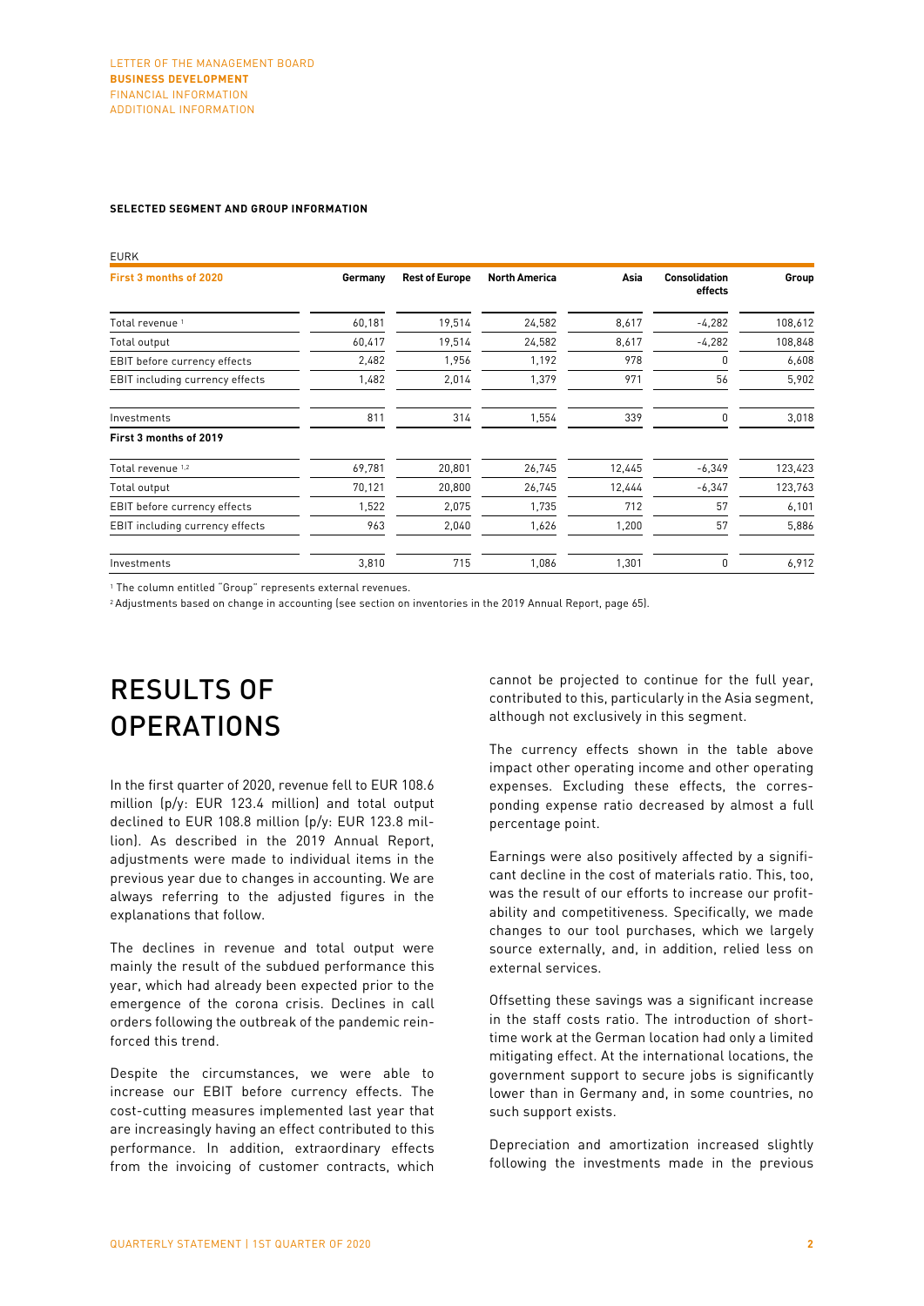#### SELECTED SEGMENT AND GROUP INFORMATION

EURK

| First 3 months of 2020 | Germany | Rest of Europe | North America | Asia | Consolidation effects | Group |
|---|---|---|---|---|---|---|
| Total revenue [1] | 60,181 | 19,514 | 24,582 | 8,617 | -4,282 | 108,612 |
| Total output | 60,417 | 19,514 | 24,582 | 8,617 | -4,282 | 108,848 |
| EBIT before currency effects | 2,482 | 1,956 | 1,192 | 978 | 0 | 6,608 |
| EBIT including currency effects | 1,482 | 2,014 | 1,379 | 971 | 56 | 5,902 |
| Investments | 811 | 314 | 1,554 | 339 | 0 | 3,018 |
| **First 3 months of 2019** | | | | | | |
| Total revenue [1,2] | 69,781 | 20,801 | 26,745 | 12,445 | -6,349 | 123,423 |
| Total output | 70,121 | 20,800 | 26,745 | 12,444 | -6,347 | 123,763 |
| EBIT before currency effects | 1,522 | 2,075 | 1,735 | 712 | 57 | 6,101 |
| EBIT including currency effects | 963 | 2,040 | 1,626 | 1,200 | 57 | 5,886 |
| Investments | 3,810 | 715 | 1,086 | 1,301 | 0 | 6,912 |

[1] The column entitled "Group" represents external revenues.

[2] Adjustments based on change in accounting (see section on inventories in the 2019 Annual Report, page 65).

# RESULTS OF OPERATIONS

In the first quarter of 2020, revenue fell to EUR 108.6 million (p/y: EUR 123.4 million) and total output declined to EUR 108.8 million (p/y: EUR 123.8 million). As described in the 2019 Annual Report, adjustments were made to individual items in the previous year due to changes in accounting. We are always referring to the adjusted figures in the explanations that follow.

The declines in revenue and total output were mainly the result of the subdued performance this year, which had already been expected prior to the emergence of the corona crisis. Declines in call orders following the outbreak of the pandemic reinforced this trend.

Despite the circumstances, we were able to increase our EBIT before currency effects. The cost-cutting measures implemented last year that are increasingly having an effect contributed to this performance. In addition, extraordinary effects from the invoicing of customer contracts, which cannot be projected to continue for the full year, contributed to this, particularly in the Asia segment, although not exclusively in this segment.

The currency effects shown in the table above impact other operating income and other operating expenses. Excluding these effects, the corresponding expense ratio decreased by almost a full percentage point.

Earnings were also positively affected by a significant decline in the cost of materials ratio. This, too, was the result of our efforts to increase our profitability and competitiveness. Specifically, we made changes to our tool purchases, which we largely source externally, and, in addition, relied less on external services.

Offsetting these savings was a significant increase in the staff costs ratio. The introduction of short-time work at the German location had only a limited mitigating effect. At the international locations, the government support to secure jobs is significantly lower than in Germany and, in some countries, no such support exists.

Depreciation and amortization increased slightly following the investments made in the previous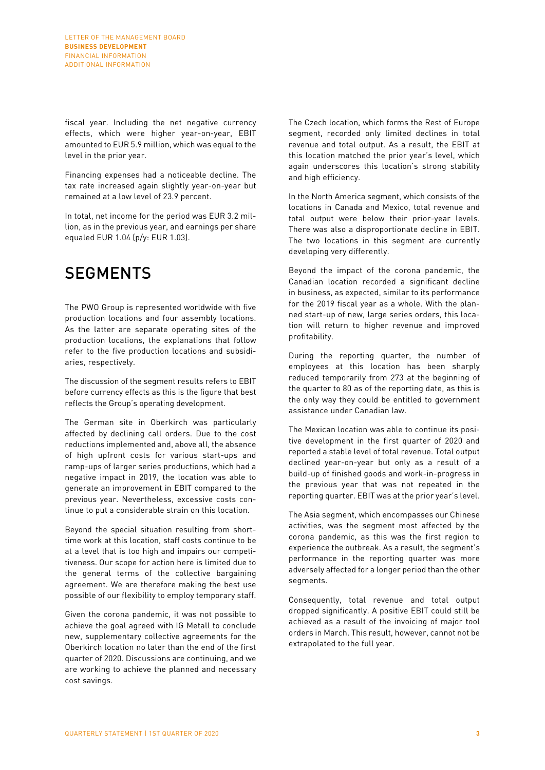fiscal year. Including the net negative currency effects, which were higher year-on-year, EBIT amounted to EUR 5.9 million, which was equal to the level in the prior year.

Financing expenses had a noticeable decline. The tax rate increased again slightly year-on-year but remained at a low level of 23.9 percent.

In total, net income for the period was EUR 3.2 million, as in the previous year, and earnings per share equaled EUR 1.04 (p/y: EUR 1.03).

# SEGMENTS

The PWO Group is represented worldwide with five production locations and four assembly locations. As the latter are separate operating sites of the production locations, the explanations that follow refer to the five production locations and subsidiaries, respectively.

The discussion of the segment results refers to EBIT before currency effects as this is the figure that best reflects the Group's operating development.

The German site in Oberkirch was particularly affected by declining call orders. Due to the cost reductions implemented and, above all, the absence of high upfront costs for various start-ups and ramp-ups of larger series productions, which had a negative impact in 2019, the location was able to generate an improvement in EBIT compared to the previous year. Nevertheless, excessive costs continue to put a considerable strain on this location.

Beyond the special situation resulting from short-time work at this location, staff costs continue to be at a level that is too high and impairs our competitiveness. Our scope for action here is limited due to the general terms of the collective bargaining agreement. We are therefore making the best use possible of our flexibility to employ temporary staff.

Given the corona pandemic, it was not possible to achieve the goal agreed with IG Metall to conclude new, supplementary collective agreements for the Oberkirch location no later than the end of the first quarter of 2020. Discussions are continuing, and we are working to achieve the planned and necessary cost savings.

The Czech location, which forms the Rest of Europe segment, recorded only limited declines in total revenue and total output. As a result, the EBIT at this location matched the prior year's level, which again underscores this location's strong stability and high efficiency.

In the North America segment, which consists of the locations in Canada and Mexico, total revenue and total output were below their prior-year levels. There was also a disproportionate decline in EBIT. The two locations in this segment are currently developing very differently.

Beyond the impact of the corona pandemic, the Canadian location recorded a significant decline in business, as expected, similar to its performance for the 2019 fiscal year as a whole. With the planned start-up of new, large series orders, this location will return to higher revenue and improved profitability.

During the reporting quarter, the number of employees at this location has been sharply reduced temporarily from 273 at the beginning of the quarter to 80 as of the reporting date, as this is the only way they could be entitled to government assistance under Canadian law.

The Mexican location was able to continue its positive development in the first quarter of 2020 and reported a stable level of total revenue. Total output declined year-on-year but only as a result of a build-up of finished goods and work-in-progress in the previous year that was not repeated in the reporting quarter. EBIT was at the prior year's level.

The Asia segment, which encompasses our Chinese activities, was the segment most affected by the corona pandemic, as this was the first region to experience the outbreak. As a result, the segment's performance in the reporting quarter was more adversely affected for a longer period than the other segments.

Consequently, total revenue and total output dropped significantly. A positive EBIT could still be achieved as a result of the invoicing of major tool orders in March. This result, however, cannot be extrapolated to the full year.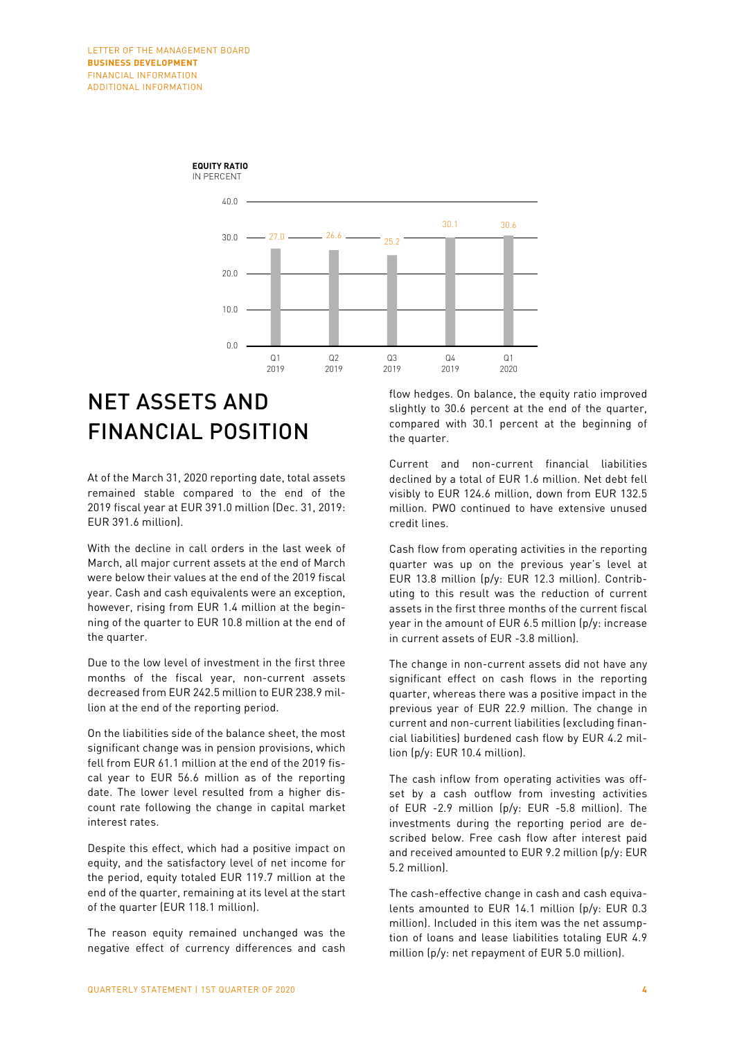**EQUITY RATIO**
IN PERCENT

| | Q1 2019 | Q2 2019 | Q3 2019 | Q4 2019 | Q1 2020 |
|---|---|---|---|---|---|
| Equity ratio | 27.0 | 26.6 | 25.2 | 30.1 | 30.6 |

# NET ASSETS AND FINANCIAL POSITION

At of the March 31, 2020 reporting date, total assets remained stable compared to the end of the 2019 fiscal year at EUR 391.0 million (Dec. 31, 2019: EUR 391.6 million).

With the decline in call orders in the last week of March, all major current assets at the end of March were below their values at the end of the 2019 fiscal year. Cash and cash equivalents were an exception, however, rising from EUR 1.4 million at the beginning of the quarter to EUR 10.8 million at the end of the quarter.

Due to the low level of investment in the first three months of the fiscal year, non-current assets decreased from EUR 242.5 million to EUR 238.9 million at the end of the reporting period.

On the liabilities side of the balance sheet, the most significant change was in pension provisions, which fell from EUR 61.1 million at the end of the 2019 fiscal year to EUR 56.6 million as of the reporting date. The lower level resulted from a higher discount rate following the change in capital market interest rates.

Despite this effect, which had a positive impact on equity, and the satisfactory level of net income for the period, equity totaled EUR 119.7 million at the end of the quarter, remaining at its level at the start of the quarter (EUR 118.1 million).

The reason equity remained unchanged was the negative effect of currency differences and cash flow hedges. On balance, the equity ratio improved slightly to 30.6 percent at the end of the quarter, compared with 30.1 percent at the beginning of the quarter.

Current and non-current financial liabilities declined by a total of EUR 1.6 million. Net debt fell visibly to EUR 124.6 million, down from EUR 132.5 million. PWO continued to have extensive unused credit lines.

Cash flow from operating activities in the reporting quarter was up on the previous year's level at EUR 13.8 million (p/y: EUR 12.3 million). Contributing to this result was the reduction of current assets in the first three months of the current fiscal year in the amount of EUR 6.5 million (p/y: increase in current assets of EUR -3.8 million).

The change in non-current assets did not have any significant effect on cash flows in the reporting quarter, whereas there was a positive impact in the previous year of EUR 22.9 million. The change in current and non-current liabilities (excluding financial liabilities) burdened cash flow by EUR 4.2 million (p/y: EUR 10.4 million).

The cash inflow from operating activities was offset by a cash outflow from investing activities of EUR -2.9 million (p/y: EUR -5.8 million). The investments during the reporting period are described below. Free cash flow after interest paid and received amounted to EUR 9.2 million (p/y: EUR 5.2 million).

The cash-effective change in cash and cash equivalents amounted to EUR 14.1 million (p/y: EUR 0.3 million). Included in this item was the net assumption of loans and lease liabilities totaling EUR 4.9 million (p/y: net repayment of EUR 5.0 million).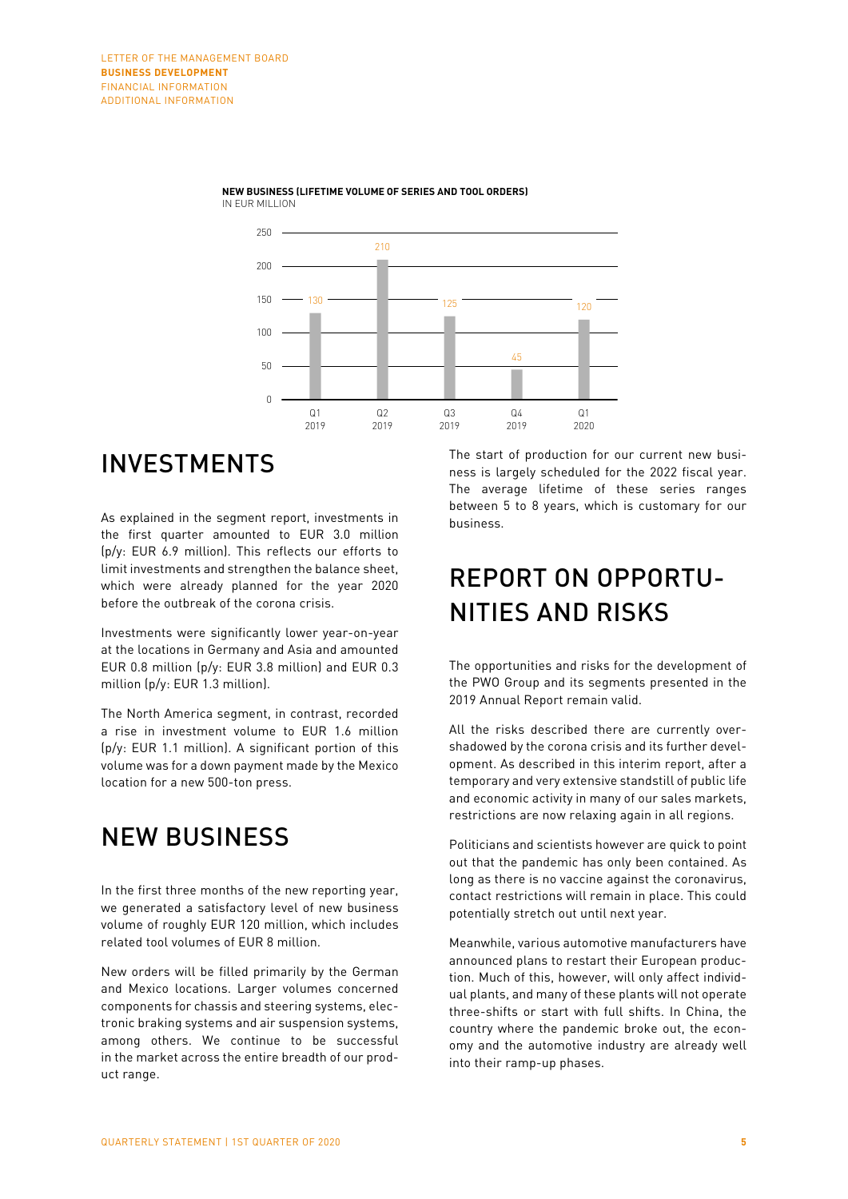**NEW BUSINESS (LIFETIME VOLUME OF SERIES AND TOOL ORDERS)**
IN EUR MILLION

| | Q1 2019 | Q2 2019 | Q3 2019 | Q4 2019 | Q1 2020 |
|---|---|---|---|---|---|
| New business | 130 | 210 | 125 | 45 | 120 |

# INVESTMENTS

As explained in the segment report, investments in the first quarter amounted to EUR 3.0 million (p/y: EUR 6.9 million). This reflects our efforts to limit investments and strengthen the balance sheet, which were already planned for the year 2020 before the outbreak of the corona crisis.

Investments were significantly lower year-on-year at the locations in Germany and Asia and amounted EUR 0.8 million (p/y: EUR 3.8 million) and EUR 0.3 million (p/y: EUR 1.3 million).

The North America segment, in contrast, recorded a rise in investment volume to EUR 1.6 million (p/y: EUR 1.1 million). A significant portion of this volume was for a down payment made by the Mexico location for a new 500-ton press.

# NEW BUSINESS

In the first three months of the new reporting year, we generated a satisfactory level of new business volume of roughly EUR 120 million, which includes related tool volumes of EUR 8 million.

New orders will be filled primarily by the German and Mexico locations. Larger volumes concerned components for chassis and steering systems, electronic braking systems and air suspension systems, among others. We continue to be successful in the market across the entire breadth of our product range.

The start of production for our current new business is largely scheduled for the 2022 fiscal year. The average lifetime of these series ranges between 5 to 8 years, which is customary for our business.

# REPORT ON OPPORTUNITIES AND RISKS

The opportunities and risks for the development of the PWO Group and its segments presented in the 2019 Annual Report remain valid.

All the risks described there are currently overshadowed by the corona crisis and its further development. As described in this interim report, after a temporary and very extensive standstill of public life and economic activity in many of our sales markets, restrictions are now relaxing again in all regions.

Politicians and scientists however are quick to point out that the pandemic has only been contained. As long as there is no vaccine against the coronavirus, contact restrictions will remain in place. This could potentially stretch out until next year.

Meanwhile, various automotive manufacturers have announced plans to restart their European production. Much of this, however, will only affect individual plants, and many of these plants will not operate three-shifts or start with full shifts. In China, the country where the pandemic broke out, the economy and the automotive industry are already well into their ramp-up phases.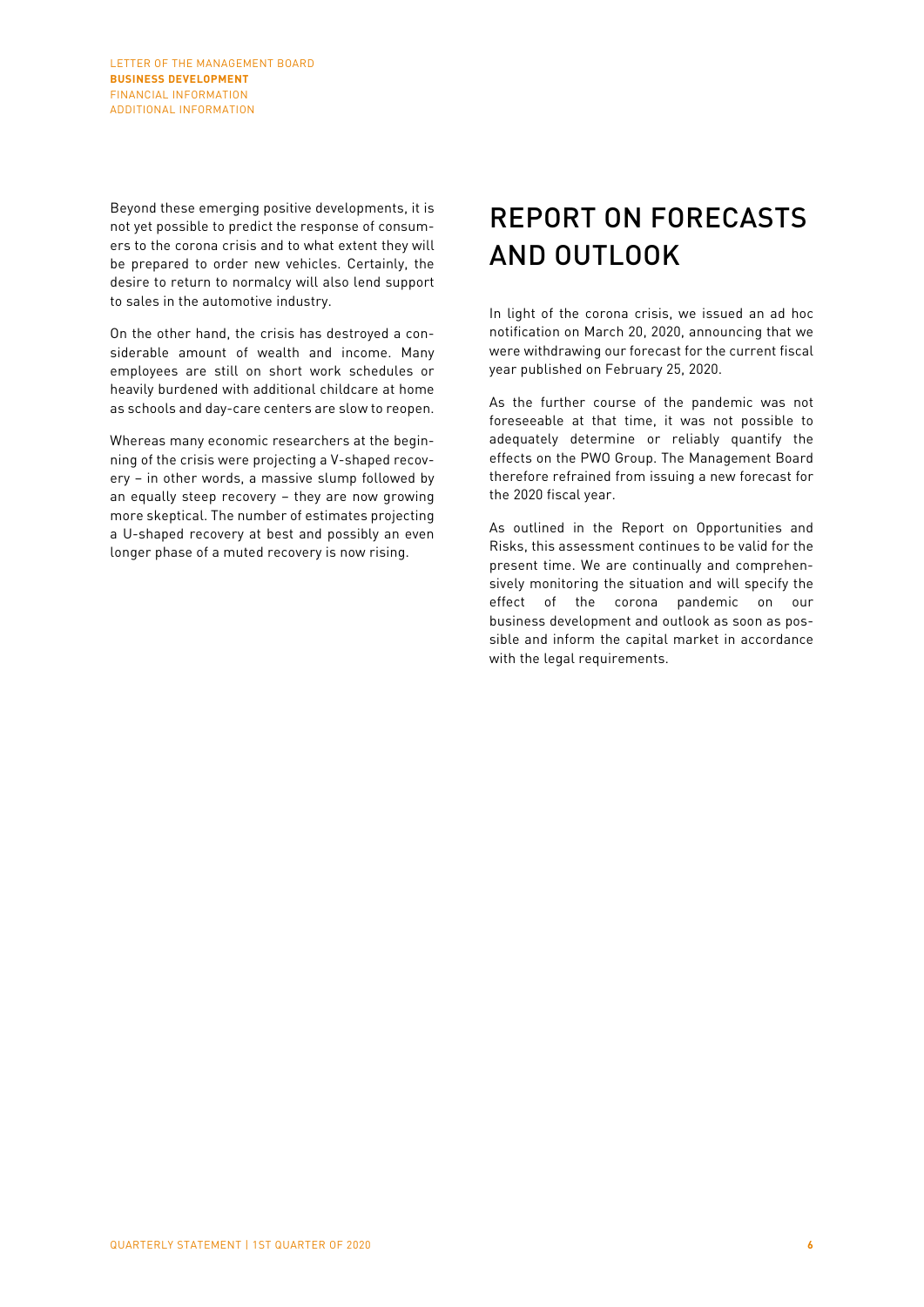Beyond these emerging positive developments, it is not yet possible to predict the response of consumers to the corona crisis and to what extent they will be prepared to order new vehicles. Certainly, the desire to return to normalcy will also lend support to sales in the automotive industry.

On the other hand, the crisis has destroyed a considerable amount of wealth and income. Many employees are still on short work schedules or heavily burdened with additional childcare at home as schools and day-care centers are slow to reopen.

Whereas many economic researchers at the beginning of the crisis were projecting a V-shaped recovery – in other words, a massive slump followed by an equally steep recovery – they are now growing more skeptical. The number of estimates projecting a U-shaped recovery at best and possibly an even longer phase of a muted recovery is now rising.

# REPORT ON FORECASTS AND OUTLOOK

In light of the corona crisis, we issued an ad hoc notification on March 20, 2020, announcing that we were withdrawing our forecast for the current fiscal year published on February 25, 2020.

As the further course of the pandemic was not foreseeable at that time, it was not possible to adequately determine or reliably quantify the effects on the PWO Group. The Management Board therefore refrained from issuing a new forecast for the 2020 fiscal year.

As outlined in the Report on Opportunities and Risks, this assessment continues to be valid for the present time. We are continually and comprehensively monitoring the situation and will specify the effect of the corona pandemic on our business development and outlook as soon as possible and inform the capital market in accordance with the legal requirements.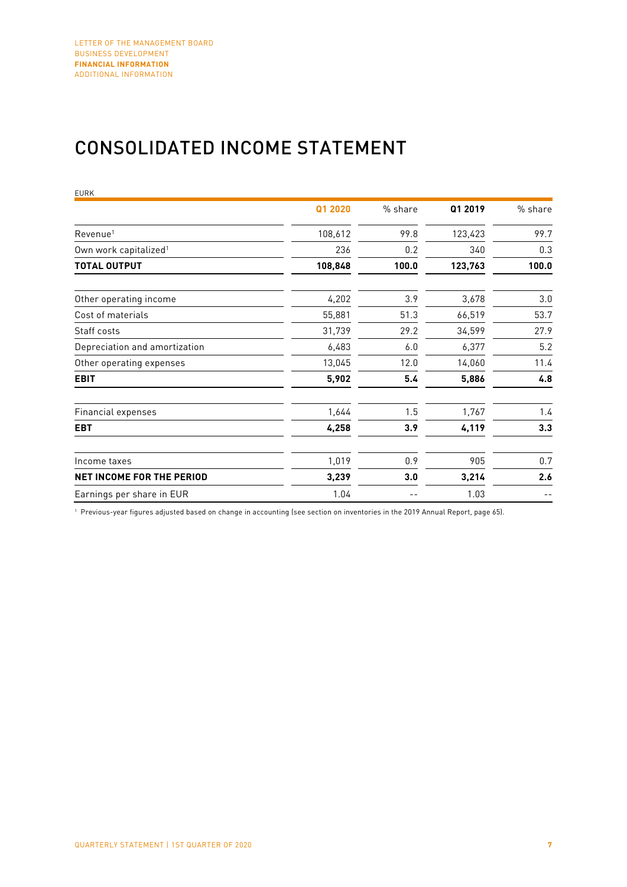# CONSOLIDATED INCOME STATEMENT

EURK

| | Q1 2020 | % share | Q1 2019 | % share |
|---|---|---|---|---|
| Revenue[1] | 108,612 | 99.8 | 123,423 | 99.7 |
| Own work capitalized[1] | 236 | 0.2 | 340 | 0.3 |
| **TOTAL OUTPUT** | **108,848** | **100.0** | **123,763** | **100.0** |
| Other operating income | 4,202 | 3.9 | 3,678 | 3.0 |
| Cost of materials | 55,881 | 51.3 | 66,519 | 53.7 |
| Staff costs | 31,739 | 29.2 | 34,599 | 27.9 |
| Depreciation and amortization | 6,483 | 6.0 | 6,377 | 5.2 |
| Other operating expenses | 13,045 | 12.0 | 14,060 | 11.4 |
| **EBIT** | **5,902** | **5.4** | **5,886** | **4.8** |
| Financial expenses | 1,644 | 1.5 | 1,767 | 1.4 |
| **EBT** | **4,258** | **3.9** | **4,119** | **3.3** |
| Income taxes | 1,019 | 0.9 | 905 | 0.7 |
| **NET INCOME FOR THE PERIOD** | **3,239** | **3.0** | **3,214** | **2.6** |
| Earnings per share in EUR | 1.04 | -- | 1.03 | -- |

[1] Previous-year figures adjusted based on change in accounting (see section on inventories in the 2019 Annual Report, page 65).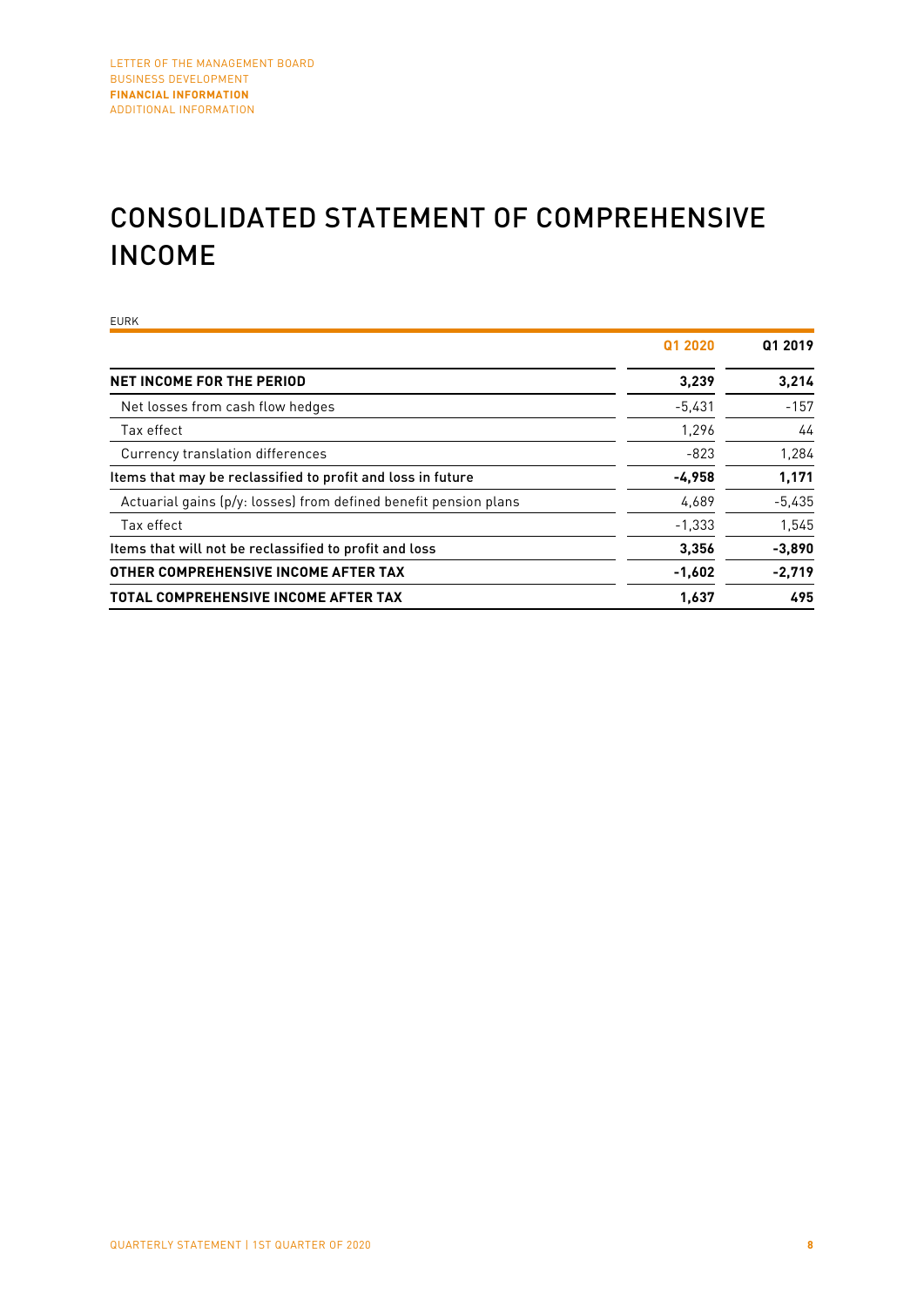# CONSOLIDATED STATEMENT OF COMPREHENSIVE INCOME

EURK

| | Q1 2020 | Q1 2019 |
|---|---|---|
| **NET INCOME FOR THE PERIOD** | **3,239** | **3,214** |
| Net losses from cash flow hedges | -5,431 | -157 |
| Tax effect | 1,296 | 44 |
| Currency translation differences | -823 | 1,284 |
| **Items that may be reclassified to profit and loss in future** | **-4,958** | **1,171** |
| Actuarial gains (p/y: losses) from defined benefit pension plans | 4,689 | -5,435 |
| Tax effect | -1,333 | 1,545 |
| **Items that will not be reclassified to profit and loss** | **3,356** | **-3,890** |
| **OTHER COMPREHENSIVE INCOME AFTER TAX** | **-1,602** | **-2,719** |
| **TOTAL COMPREHENSIVE INCOME AFTER TAX** | **1,637** | **495** |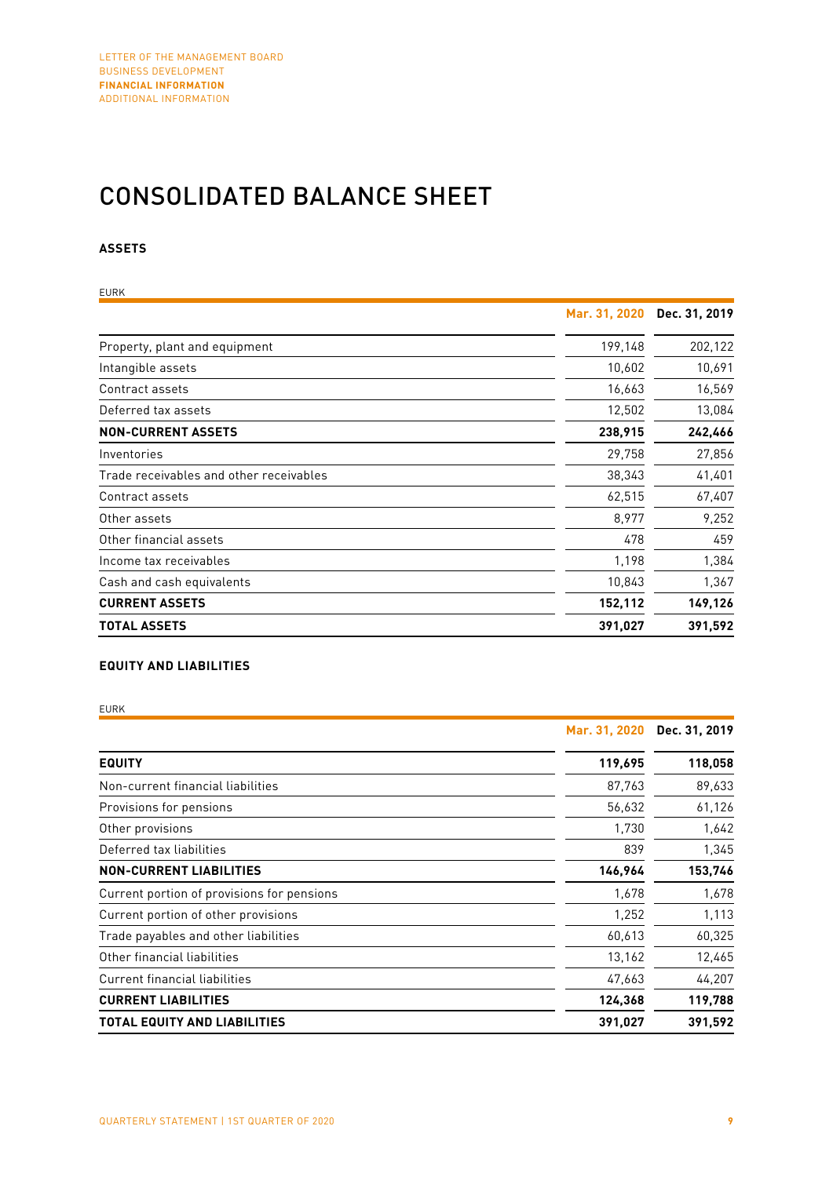# CONSOLIDATED BALANCE SHEET

### ASSETS

EURK

| | Mar. 31, 2020 | Dec. 31, 2019 |
|---|---|---|
| Property, plant and equipment | 199,148 | 202,122 |
| Intangible assets | 10,602 | 10,691 |
| Contract assets | 16,663 | 16,569 |
| Deferred tax assets | 12,502 | 13,084 |
| **NON-CURRENT ASSETS** | **238,915** | **242,466** |
| Inventories | 29,758 | 27,856 |
| Trade receivables and other receivables | 38,343 | 41,401 |
| Contract assets | 62,515 | 67,407 |
| Other assets | 8,977 | 9,252 |
| Other financial assets | 478 | 459 |
| Income tax receivables | 1,198 | 1,384 |
| Cash and cash equivalents | 10,843 | 1,367 |
| **CURRENT ASSETS** | **152,112** | **149,126** |
| **TOTAL ASSETS** | **391,027** | **391,592** |

### EQUITY AND LIABILITIES

EURK

| | Mar. 31, 2020 | Dec. 31, 2019 |
|---|---|---|
| **EQUITY** | **119,695** | **118,058** |
| Non-current financial liabilities | 87,763 | 89,633 |
| Provisions for pensions | 56,632 | 61,126 |
| Other provisions | 1,730 | 1,642 |
| Deferred tax liabilities | 839 | 1,345 |
| **NON-CURRENT LIABILITIES** | **146,964** | **153,746** |
| Current portion of provisions for pensions | 1,678 | 1,678 |
| Current portion of other provisions | 1,252 | 1,113 |
| Trade payables and other liabilities | 60,613 | 60,325 |
| Other financial liabilities | 13,162 | 12,465 |
| Current financial liabilities | 47,663 | 44,207 |
| **CURRENT LIABILITIES** | **124,368** | **119,788** |
| **TOTAL EQUITY AND LIABILITIES** | **391,027** | **391,592** |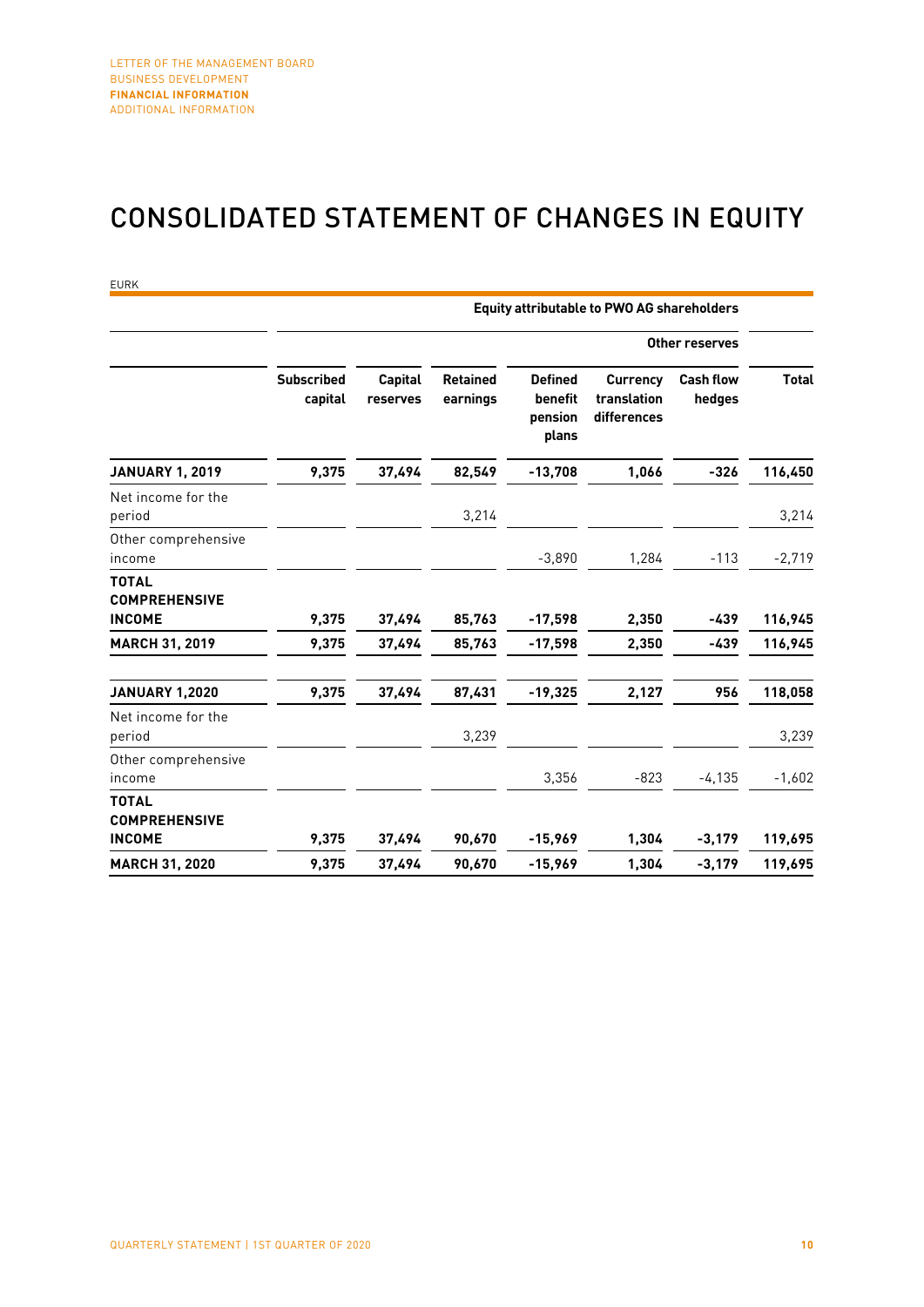# CONSOLIDATED STATEMENT OF CHANGES IN EQUITY

EURK

| | Equity attributable to PWO AG shareholders | | | | | | |
|---|---|---|---|---|---|---|---|
| | | | | Other reserves | | | |
| | Subscribed capital | Capital reserves | Retained earnings | Defined benefit pension plans | Currency translation differences | Cash flow hedges | Total |
| **JANUARY 1, 2019** | **9,375** | **37,494** | **82,549** | **-13,708** | **1,066** | **-326** | **116,450** |
| Net income for the period | | | 3,214 | | | | 3,214 |
| Other comprehensive income | | | | -3,890 | 1,284 | -113 | -2,719 |
| **TOTAL COMPREHENSIVE INCOME** | **9,375** | **37,494** | **85,763** | **-17,598** | **2,350** | **-439** | **116,945** |
| **MARCH 31, 2019** | **9,375** | **37,494** | **85,763** | **-17,598** | **2,350** | **-439** | **116,945** |
| **JANUARY 1,2020** | **9,375** | **37,494** | **87,431** | **-19,325** | **2,127** | **956** | **118,058** |
| Net income for the period | | | 3,239 | | | | 3,239 |
| Other comprehensive income | | | | 3,356 | -823 | -4,135 | -1,602 |
| **TOTAL COMPREHENSIVE INCOME** | **9,375** | **37,494** | **90,670** | **-15,969** | **1,304** | **-3,179** | **119,695** |
| **MARCH 31, 2020** | **9,375** | **37,494** | **90,670** | **-15,969** | **1,304** | **-3,179** | **119,695** |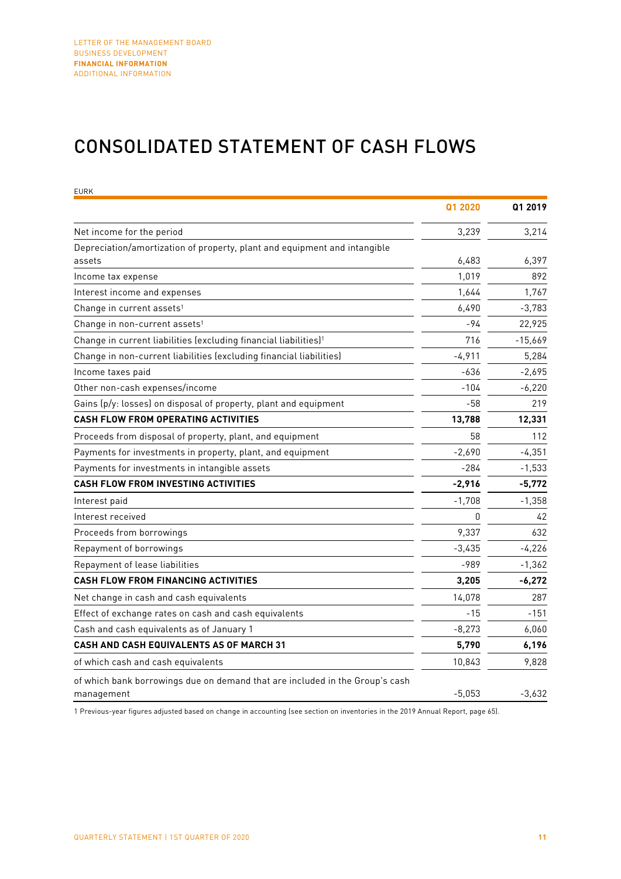# CONSOLIDATED STATEMENT OF CASH FLOWS

EURK

| | Q1 2020 | Q1 2019 |
|---|---|---|
| Net income for the period | 3,239 | 3,214 |
| Depreciation/amortization of property, plant and equipment and intangible assets | 6,483 | 6,397 |
| Income tax expense | 1,019 | 892 |
| Interest income and expenses | 1,644 | 1,767 |
| Change in current assets[1] | 6,490 | -3,783 |
| Change in non-current assets[1] | -94 | 22,925 |
| Change in current liabilities (excluding financial liabilities)[1] | 716 | -15,669 |
| Change in non-current liabilities (excluding financial liabilities) | -4,911 | 5,284 |
| Income taxes paid | -636 | -2,695 |
| Other non-cash expenses/income | -104 | -6,220 |
| Gains (p/y: losses) on disposal of property, plant and equipment | -58 | 219 |
| **CASH FLOW FROM OPERATING ACTIVITIES** | **13,788** | **12,331** |
| Proceeds from disposal of property, plant, and equipment | 58 | 112 |
| Payments for investments in property, plant, and equipment | -2,690 | -4,351 |
| Payments for investments in intangible assets | -284 | -1,533 |
| **CASH FLOW FROM INVESTING ACTIVITIES** | **-2,916** | **-5,772** |
| Interest paid | -1,708 | -1,358 |
| Interest received | 0 | 42 |
| Proceeds from borrowings | 9,337 | 632 |
| Repayment of borrowings | -3,435 | -4,226 |
| Repayment of lease liabilities | -989 | -1,362 |
| **CASH FLOW FROM FINANCING ACTIVITIES** | **3,205** | **-6,272** |
| Net change in cash and cash equivalents | 14,078 | 287 |
| Effect of exchange rates on cash and cash equivalents | -15 | -151 |
| Cash and cash equivalents as of January 1 | -8,273 | 6,060 |
| **CASH AND CASH EQUIVALENTS AS OF MARCH 31** | **5,790** | **6,196** |
| of which cash and cash equivalents | 10,843 | 9,828 |
| of which bank borrowings due on demand that are included in the Group's cash management | -5,053 | -3,632 |

1 Previous-year figures adjusted based on change in accounting (see section on inventories in the 2019 Annual Report, page 65).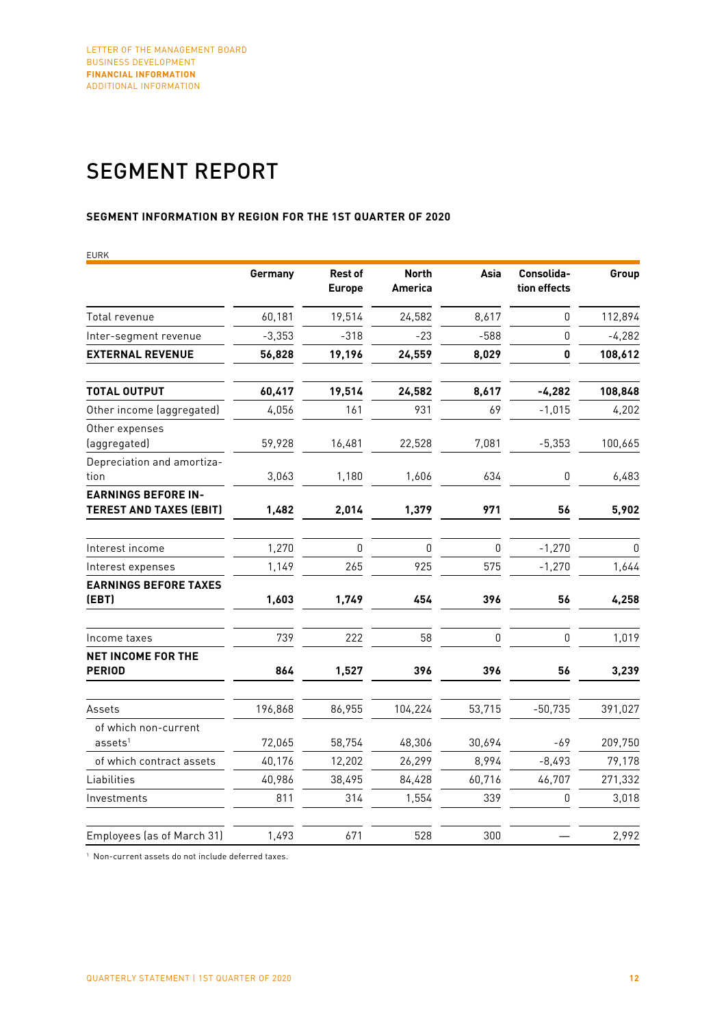# SEGMENT REPORT

### SEGMENT INFORMATION BY REGION FOR THE 1ST QUARTER OF 2020

EURK

| | Germany | Rest of Europe | North America | Asia | Consolidation effects | Group |
|---|---|---|---|---|---|---|
| Total revenue | 60,181 | 19,514 | 24,582 | 8,617 | 0 | 112,894 |
| Inter-segment revenue | -3,353 | -318 | -23 | -588 | 0 | -4,282 |
| **EXTERNAL REVENUE** | **56,828** | **19,196** | **24,559** | **8,029** | **0** | **108,612** |
| **TOTAL OUTPUT** | **60,417** | **19,514** | **24,582** | **8,617** | **-4,282** | **108,848** |
| Other income (aggregated) | 4,056 | 161 | 931 | 69 | -1,015 | 4,202 |
| Other expenses (aggregated) | 59,928 | 16,481 | 22,528 | 7,081 | -5,353 | 100,665 |
| Depreciation and amortization | 3,063 | 1,180 | 1,606 | 634 | 0 | 6,483 |
| **EARNINGS BEFORE INTEREST AND TAXES (EBIT)** | **1,482** | **2,014** | **1,379** | **971** | **56** | **5,902** |
| Interest income | 1,270 | 0 | 0 | 0 | -1,270 | 0 |
| Interest expenses | 1,149 | 265 | 925 | 575 | -1,270 | 1,644 |
| **EARNINGS BEFORE TAXES (EBT)** | **1,603** | **1,749** | **454** | **396** | **56** | **4,258** |
| Income taxes | 739 | 222 | 58 | 0 | 0 | 1,019 |
| **NET INCOME FOR THE PERIOD** | **864** | **1,527** | **396** | **396** | **56** | **3,239** |
| Assets | 196,868 | 86,955 | 104,224 | 53,715 | -50,735 | 391,027 |
| of which non-current assets[1] | 72,065 | 58,754 | 48,306 | 30,694 | -69 | 209,750 |
| of which contract assets | 40,176 | 12,202 | 26,299 | 8,994 | -8,493 | 79,178 |
| Liabilities | 40,986 | 38,495 | 84,428 | 60,716 | 46,707 | 271,332 |
| Investments | 811 | 314 | 1,554 | 339 | 0 | 3,018 |
| Employees (as of March 31) | 1,493 | 671 | 528 | 300 | — | 2,992 |

[1] Non-current assets do not include deferred taxes.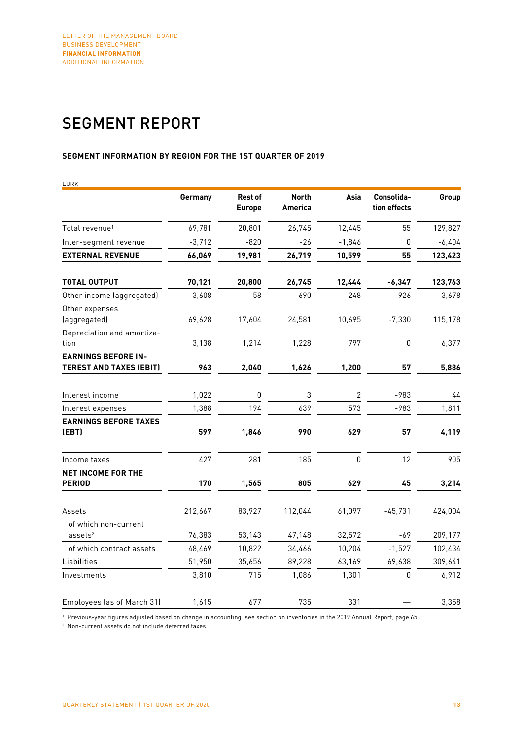# SEGMENT REPORT

### SEGMENT INFORMATION BY REGION FOR THE 1ST QUARTER OF 2019

EURK

| | Germany | Rest of Europe | North America | Asia | Consolida-tion effects | Group |
|---|---|---|---|---|---|---|
| Total revenue[1] | 69,781 | 20,801 | 26,745 | 12,445 | 55 | 129,827 |
| Inter-segment revenue | -3,712 | -820 | -26 | -1,846 | 0 | -6,404 |
| **EXTERNAL REVENUE** | **66,069** | **19,981** | **26,719** | **10,599** | **55** | **123,423** |
| **TOTAL OUTPUT** | **70,121** | **20,800** | **26,745** | **12,444** | **-6,347** | **123,763** |
| Other income (aggregated) | 3,608 | 58 | 690 | 248 | -926 | 3,678 |
| Other expenses (aggregated) | 69,628 | 17,604 | 24,581 | 10,695 | -7,330 | 115,178 |
| Depreciation and amortization | 3,138 | 1,214 | 1,228 | 797 | 0 | 6,377 |
| **EARNINGS BEFORE INTEREST AND TAXES (EBIT)** | **963** | **2,040** | **1,626** | **1,200** | **57** | **5,886** |
| Interest income | 1,022 | 0 | 3 | 2 | -983 | 44 |
| Interest expenses | 1,388 | 194 | 639 | 573 | -983 | 1,811 |
| **EARNINGS BEFORE TAXES (EBT)** | **597** | **1,846** | **990** | **629** | **57** | **4,119** |
| Income taxes | 427 | 281 | 185 | 0 | 12 | 905 |
| **NET INCOME FOR THE PERIOD** | **170** | **1,565** | **805** | **629** | **45** | **3,214** |
| Assets | 212,667 | 83,927 | 112,044 | 61,097 | -45,731 | 424,004 |
| of which non-current assets[2] | 76,383 | 53,143 | 47,148 | 32,572 | -69 | 209,177 |
| of which contract assets | 48,469 | 10,822 | 34,466 | 10,204 | -1,527 | 102,434 |
| Liabilities | 51,950 | 35,656 | 89,228 | 63,169 | 69,638 | 309,641 |
| Investments | 3,810 | 715 | 1,086 | 1,301 | 0 | 6,912 |
| Employees (as of March 31) | 1,615 | 677 | 735 | 331 | — | 3,358 |

[1] Previous-year figures adjusted based on change in accounting (see section on inventories in the 2019 Annual Report, page 65).

[2] Non-current assets do not include deferred taxes.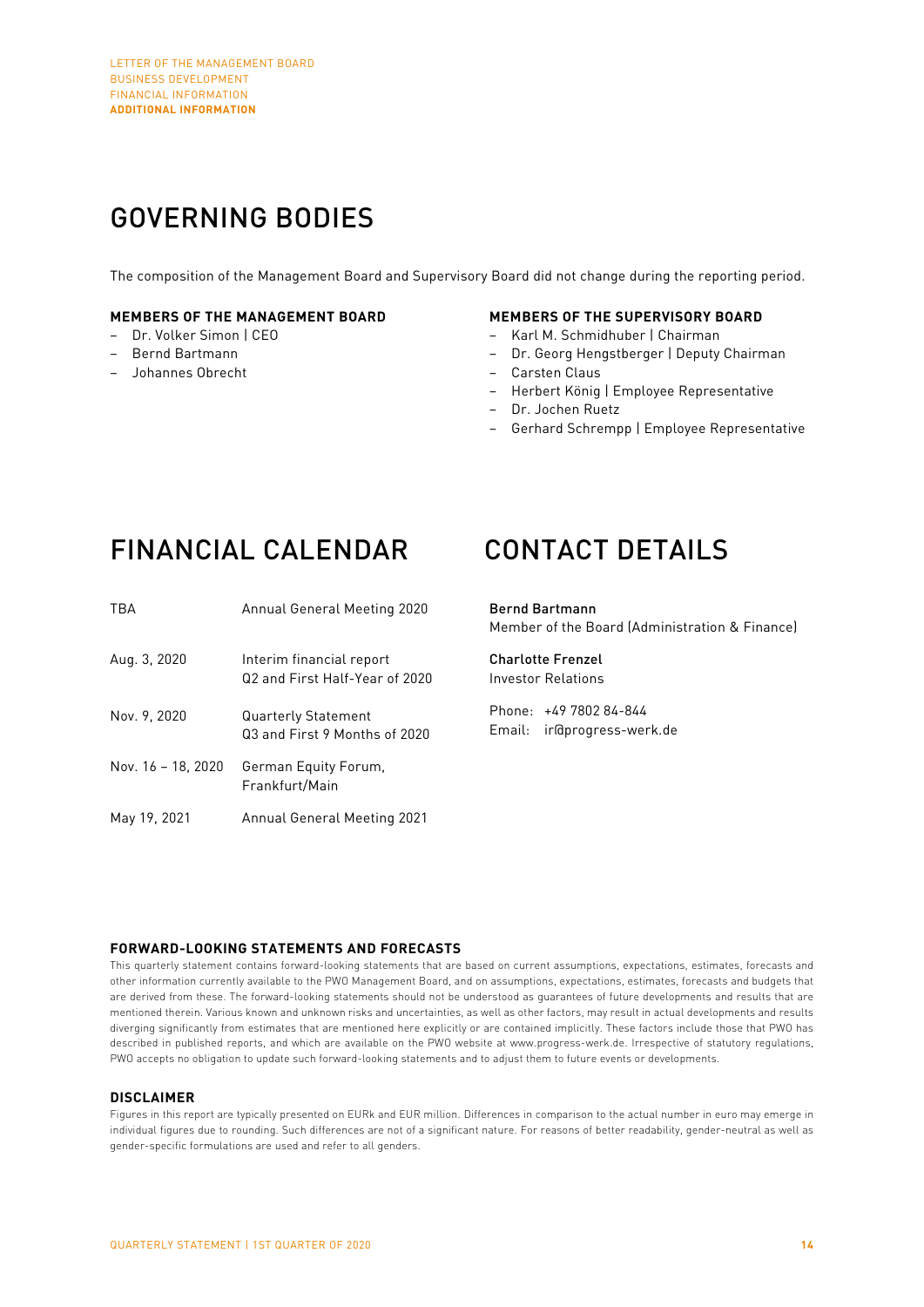# GOVERNING BODIES

The composition of the Management Board and Supervisory Board did not change during the reporting period.

**MEMBERS OF THE MANAGEMENT BOARD**

- Dr. Volker Simon | CEO
- Bernd Bartmann
- Johannes Obrecht

**MEMBERS OF THE SUPERVISORY BOARD**

- Karl M. Schmidhuber | Chairman
- Dr. Georg Hengstberger | Deputy Chairman
- Carsten Claus
- Herbert König | Employee Representative
- Dr. Jochen Ruetz
- Gerhard Schrempp | Employee Representative

# FINANCIAL CALENDAR

| | |
|---|---|
| TBA | Annual General Meeting 2020 |
| Aug. 3, 2020 | Interim financial report Q2 and First Half-Year of 2020 |
| Nov. 9, 2020 | Quarterly Statement Q3 and First 9 Months of 2020 |
| Nov. 16 – 18, 2020 | German Equity Forum, Frankfurt/Main |
| May 19, 2021 | Annual General Meeting 2021 |

# CONTACT DETAILS

Bernd Bartmann
Member of the Board (Administration & Finance)

Charlotte Frenzel
Investor Relations

Phone: +49 7802 84-844
Email: ir@progress-werk.de

**FORWARD-LOOKING STATEMENTS AND FORECASTS**

This quarterly statement contains forward-looking statements that are based on current assumptions, expectations, estimates, forecasts and other information currently available to the PWO Management Board, and on assumptions, expectations, estimates, forecasts and budgets that are derived from these. The forward-looking statements should not be understood as guarantees of future developments and results that are mentioned therein. Various known and unknown risks and uncertainties, as well as other factors, may result in actual developments and results diverging significantly from estimates that are mentioned here explicitly or are contained implicitly. These factors include those that PWO has described in published reports, and which are available on the PWO website at www.progress-werk.de. Irrespective of statutory regulations, PWO accepts no obligation to update such forward-looking statements and to adjust them to future events or developments.

**DISCLAIMER**

Figures in this report are typically presented on EURk and EUR million. Differences in comparison to the actual number in euro may emerge in individual figures due to rounding. Such differences are not of a significant nature. For reasons of better readability, gender-neutral as well as gender-specific formulations are used and refer to all genders.